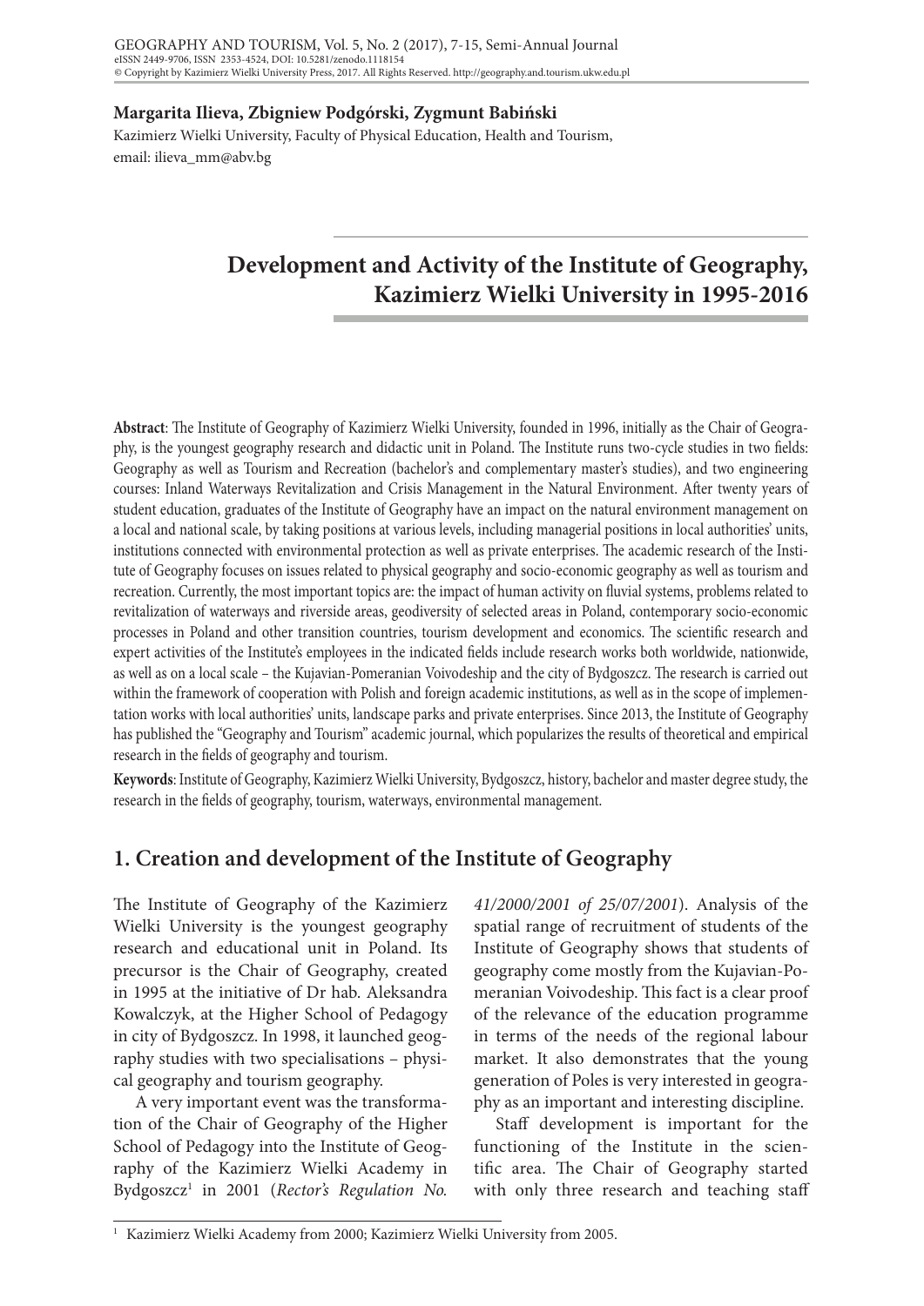**Margarita Ilieva, Zbigniew Podgórski, Zygmunt Babiński**

Kazimierz Wielki University, Faculty of Physical Education, Health and Tourism,
email: ilieva_mm@abv.bg

# Development and Activity of the Institute of Geography, Kazimierz Wielki University in 1995-2016

**Abstract**: The Institute of Geography of Kazimierz Wielki University, founded in 1996, initially as the Chair of Geography, is the youngest geography research and didactic unit in Poland. The Institute runs two-cycle studies in two fields: Geography as well as Tourism and Recreation (bachelor's and complementary master's studies), and two engineering courses: Inland Waterways Revitalization and Crisis Management in the Natural Environment. After twenty years of student education, graduates of the Institute of Geography have an impact on the natural environment management on a local and national scale, by taking positions at various levels, including managerial positions in local authorities' units, institutions connected with environmental protection as well as private enterprises. The academic research of the Institute of Geography focuses on issues related to physical geography and socio-economic geography as well as tourism and recreation. Currently, the most important topics are: the impact of human activity on fluvial systems, problems related to revitalization of waterways and riverside areas, geodiversity of selected areas in Poland, contemporary socio-economic processes in Poland and other transition countries, tourism development and economics. The scientific research and expert activities of the Institute's employees in the indicated fields include research works both worldwide, nationwide, as well as on a local scale – the Kujavian-Pomeranian Voivodeship and the city of Bydgoszcz. The research is carried out within the framework of cooperation with Polish and foreign academic institutions, as well as in the scope of implementation works with local authorities' units, landscape parks and private enterprises. Since 2013, the Institute of Geography has published the "Geography and Tourism" academic journal, which popularizes the results of theoretical and empirical research in the fields of geography and tourism.

**Keywords**: Institute of Geography, Kazimierz Wielki University, Bydgoszcz, history, bachelor and master degree study, the research in the fields of geography, tourism, waterways, environmental management.

## 1. Creation and development of the Institute of Geography

The Institute of Geography of the Kazimierz Wielki University is the youngest geography research and educational unit in Poland. Its precursor is the Chair of Geography, created in 1995 at the initiative of Dr hab. Aleksandra Kowalczyk, at the Higher School of Pedagogy in city of Bydgoszcz. In 1998, it launched geography studies with two specialisations – physical geography and tourism geography.

A very important event was the transformation of the Chair of Geography of the Higher School of Pedagogy into the Institute of Geography of the Kazimierz Wielki Academy in Bydgoszcz[1] in 2001 (*Rector's Regulation No. 41/2000/2001 of 25/07/2001*). Analysis of the spatial range of recruitment of students of the Institute of Geography shows that students of geography come mostly from the Kujavian-Pomeranian Voivodeship. This fact is a clear proof of the relevance of the education programme in terms of the needs of the regional labour market. It also demonstrates that the young generation of Poles is very interested in geography as an important and interesting discipline.

Staff development is important for the functioning of the Institute in the scientific area. The Chair of Geography started with only three research and teaching staff

[1] Kazimierz Wielki Academy from 2000; Kazimierz Wielki University from 2005.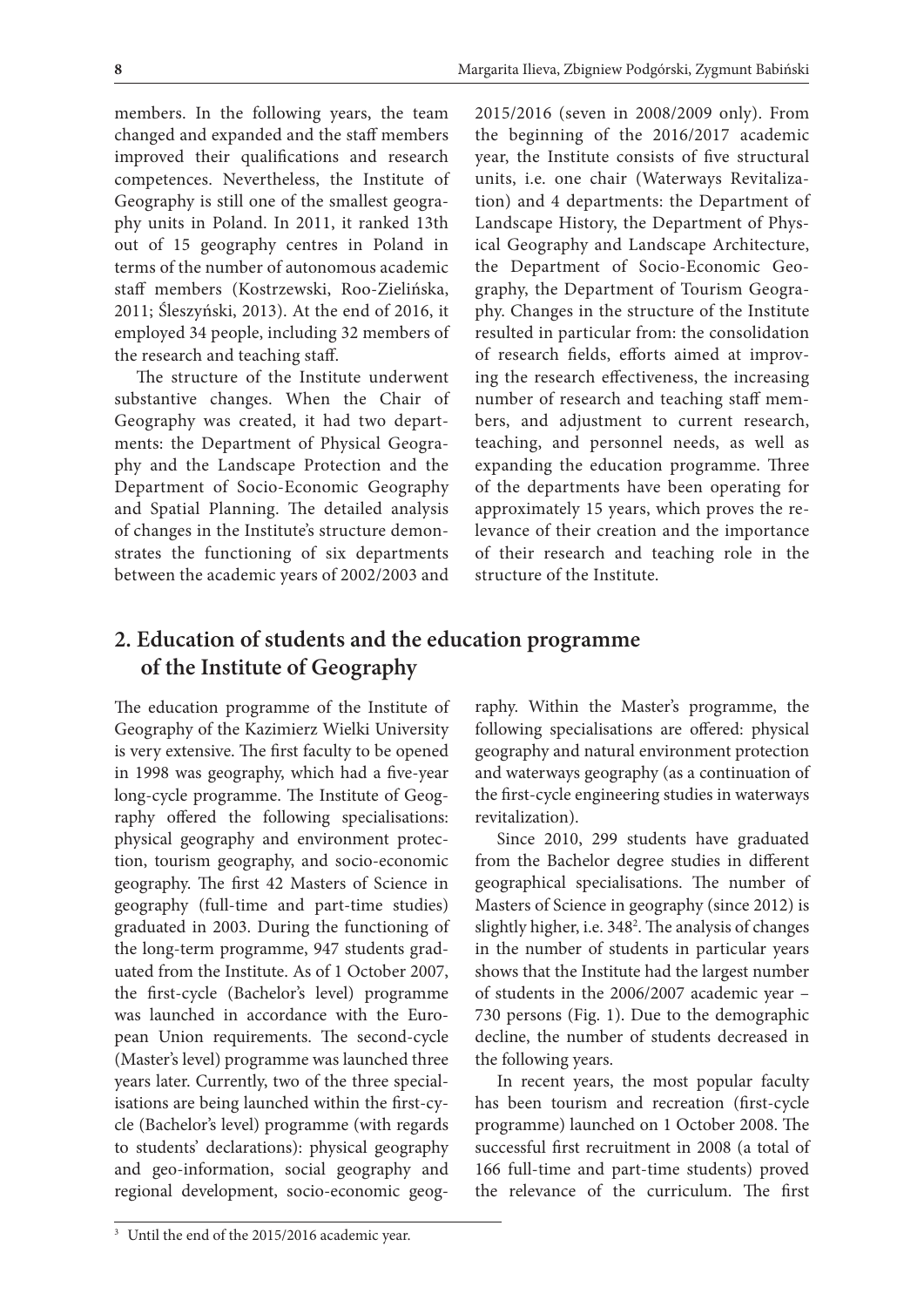members. In the following years, the team changed and expanded and the staff members improved their qualifications and research competences. Nevertheless, the Institute of Geography is still one of the smallest geography units in Poland. In 2011, it ranked 13th out of 15 geography centres in Poland in terms of the number of autonomous academic staff members (Kostrzewski, Roo-Zielińska, 2011; Śleszyński, 2013). At the end of 2016, it employed 34 people, including 32 members of the research and teaching staff.

The structure of the Institute underwent substantive changes. When the Chair of Geography was created, it had two departments: the Department of Physical Geography and the Landscape Protection and the Department of Socio-Economic Geography and Spatial Planning. The detailed analysis of changes in the Institute's structure demonstrates the functioning of six departments between the academic years of 2002/2003 and 2015/2016 (seven in 2008/2009 only). From the beginning of the 2016/2017 academic year, the Institute consists of five structural units, i.e. one chair (Waterways Revitalization) and 4 departments: the Department of Landscape History, the Department of Physical Geography and Landscape Architecture, the Department of Socio-Economic Geography, the Department of Tourism Geography. Changes in the structure of the Institute resulted in particular from: the consolidation of research fields, efforts aimed at improving the research effectiveness, the increasing number of research and teaching staff members, and adjustment to current research, teaching, and personnel needs, as well as expanding the education programme. Three of the departments have been operating for approximately 15 years, which proves the relevance of their creation and the importance of their research and teaching role in the structure of the Institute.

## 2. Education of students and the education programme of the Institute of Geography

The education programme of the Institute of Geography of the Kazimierz Wielki University is very extensive. The first faculty to be opened in 1998 was geography, which had a five-year long-cycle programme. The Institute of Geography offered the following specialisations: physical geography and environment protection, tourism geography, and socio-economic geography. The first 42 Masters of Science in geography (full-time and part-time studies) graduated in 2003. During the functioning of the long-term programme, 947 students graduated from the Institute. As of 1 October 2007, the first-cycle (Bachelor's level) programme was launched in accordance with the European Union requirements. The second-cycle (Master's level) programme was launched three years later. Currently, two of the three specialisations are being launched within the first-cycle (Bachelor's level) programme (with regards to students' declarations): physical geography and geo-information, social geography and regional development, socio-economic geography. Within the Master's programme, the following specialisations are offered: physical geography and natural environment protection and waterways geography (as a continuation of the first-cycle engineering studies in waterways revitalization).

Since 2010, 299 students have graduated from the Bachelor degree studies in different geographical specialisations. The number of Masters of Science in geography (since 2012) is slightly higher, i.e. 348[2]. The analysis of changes in the number of students in particular years shows that the Institute had the largest number of students in the 2006/2007 academic year – 730 persons (Fig. 1). Due to the demographic decline, the number of students decreased in the following years.

In recent years, the most popular faculty has been tourism and recreation (first-cycle programme) launched on 1 October 2008. The successful first recruitment in 2008 (a total of 166 full-time and part-time students) proved the relevance of the curriculum. The first

[3] Until the end of the 2015/2016 academic year.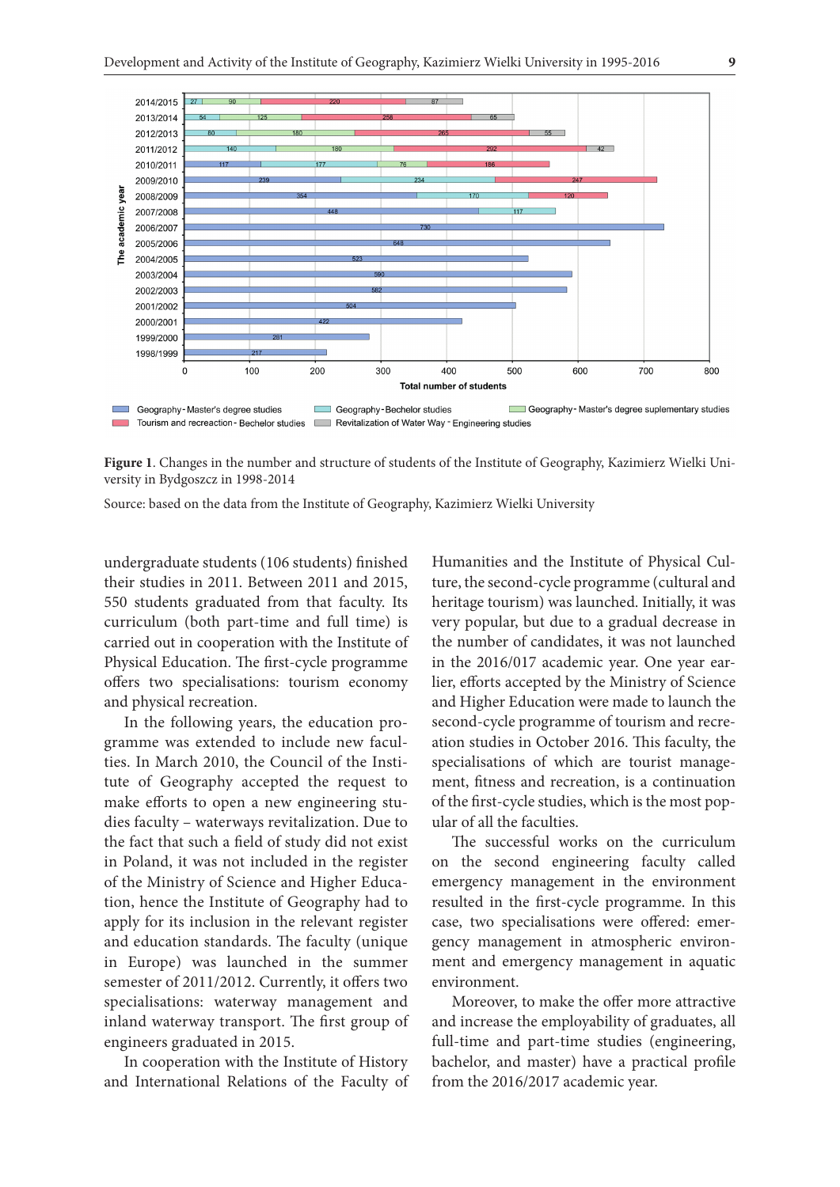**Figure 1**. Changes in the number and structure of students of the Institute of Geography, Kazimierz Wielki University in Bydgoszcz in 1998-2014

Source: based on the data from the Institute of Geography, Kazimierz Wielki University

undergraduate students (106 students) finished their studies in 2011. Between 2011 and 2015, 550 students graduated from that faculty. Its curriculum (both part-time and full time) is carried out in cooperation with the Institute of Physical Education. The first-cycle programme offers two specialisations: tourism economy and physical recreation.

In the following years, the education programme was extended to include new faculties. In March 2010, the Council of the Institute of Geography accepted the request to make efforts to open a new engineering studies faculty – waterways revitalization. Due to the fact that such a field of study did not exist in Poland, it was not included in the register of the Ministry of Science and Higher Education, hence the Institute of Geography had to apply for its inclusion in the relevant register and education standards. The faculty (unique in Europe) was launched in the summer semester of 2011/2012. Currently, it offers two specialisations: waterway management and inland waterway transport. The first group of engineers graduated in 2015.

In cooperation with the Institute of History and International Relations of the Faculty of Humanities and the Institute of Physical Culture, the second-cycle programme (cultural and heritage tourism) was launched. Initially, it was very popular, but due to a gradual decrease in the number of candidates, it was not launched in the 2016/017 academic year. One year earlier, efforts accepted by the Ministry of Science and Higher Education were made to launch the second-cycle programme of tourism and recreation studies in October 2016. This faculty, the specialisations of which are tourist management, fitness and recreation, is a continuation of the first-cycle studies, which is the most popular of all the faculties.

The successful works on the curriculum on the second engineering faculty called emergency management in the environment resulted in the first-cycle programme. In this case, two specialisations were offered: emergency management in atmospheric environment and emergency management in aquatic environment.

Moreover, to make the offer more attractive and increase the employability of graduates, all full-time and part-time studies (engineering, bachelor, and master) have a practical profile from the 2016/2017 academic year.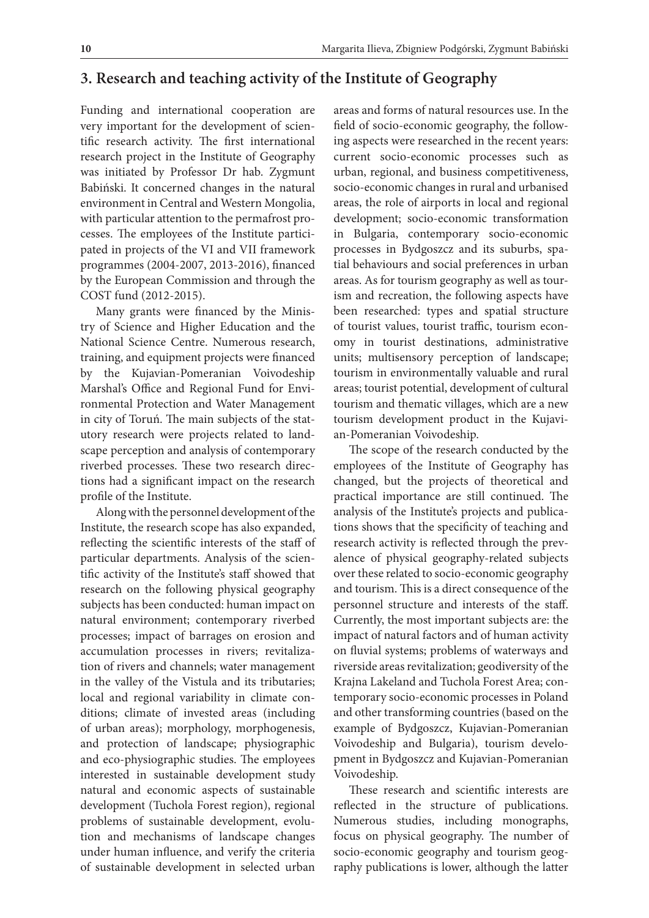## 3. Research and teaching activity of the Institute of Geography

Funding and international cooperation are very important for the development of scientific research activity. The first international research project in the Institute of Geography was initiated by Professor Dr hab. Zygmunt Babiński. It concerned changes in the natural environment in Central and Western Mongolia, with particular attention to the permafrost processes. The employees of the Institute participated in projects of the VI and VII framework programmes (2004-2007, 2013-2016), financed by the European Commission and through the COST fund (2012-2015).

Many grants were financed by the Ministry of Science and Higher Education and the National Science Centre. Numerous research, training, and equipment projects were financed by the Kujavian-Pomeranian Voivodeship Marshal's Office and Regional Fund for Environmental Protection and Water Management in city of Toruń. The main subjects of the statutory research were projects related to landscape perception and analysis of contemporary riverbed processes. These two research directions had a significant impact on the research profile of the Institute.

Along with the personnel development of the Institute, the research scope has also expanded, reflecting the scientific interests of the staff of particular departments. Analysis of the scientific activity of the Institute's staff showed that research on the following physical geography subjects has been conducted: human impact on natural environment; contemporary riverbed processes; impact of barrages on erosion and accumulation processes in rivers; revitalization of rivers and channels; water management in the valley of the Vistula and its tributaries; local and regional variability in climate conditions; climate of invested areas (including of urban areas); morphology, morphogenesis, and protection of landscape; physiographic and eco-physiographic studies. The employees interested in sustainable development study natural and economic aspects of sustainable development (Tuchola Forest region), regional problems of sustainable development, evolution and mechanisms of landscape changes under human influence, and verify the criteria of sustainable development in selected urban areas and forms of natural resources use. In the field of socio-economic geography, the following aspects were researched in the recent years: current socio-economic processes such as urban, regional, and business competitiveness, socio-economic changes in rural and urbanised areas, the role of airports in local and regional development; socio-economic transformation in Bulgaria, contemporary socio-economic processes in Bydgoszcz and its suburbs, spatial behaviours and social preferences in urban areas. As for tourism geography as well as tourism and recreation, the following aspects have been researched: types and spatial structure of tourist values, tourist traffic, tourism economy in tourist destinations, administrative units; multisensory perception of landscape; tourism in environmentally valuable and rural areas; tourist potential, development of cultural tourism and thematic villages, which are a new tourism development product in the Kujavian-Pomeranian Voivodeship.

The scope of the research conducted by the employees of the Institute of Geography has changed, but the projects of theoretical and practical importance are still continued. The analysis of the Institute's projects and publications shows that the specificity of teaching and research activity is reflected through the prevalence of physical geography-related subjects over these related to socio-economic geography and tourism. This is a direct consequence of the personnel structure and interests of the staff. Currently, the most important subjects are: the impact of natural factors and of human activity on fluvial systems; problems of waterways and riverside areas revitalization; geodiversity of the Krajna Lakeland and Tuchola Forest Area; contemporary socio-economic processes in Poland and other transforming countries (based on the example of Bydgoszcz, Kujavian-Pomeranian Voivodeship and Bulgaria), tourism development in Bydgoszcz and Kujavian-Pomeranian Voivodeship.

These research and scientific interests are reflected in the structure of publications. Numerous studies, including monographs, focus on physical geography. The number of socio-economic geography and tourism geography publications is lower, although the latter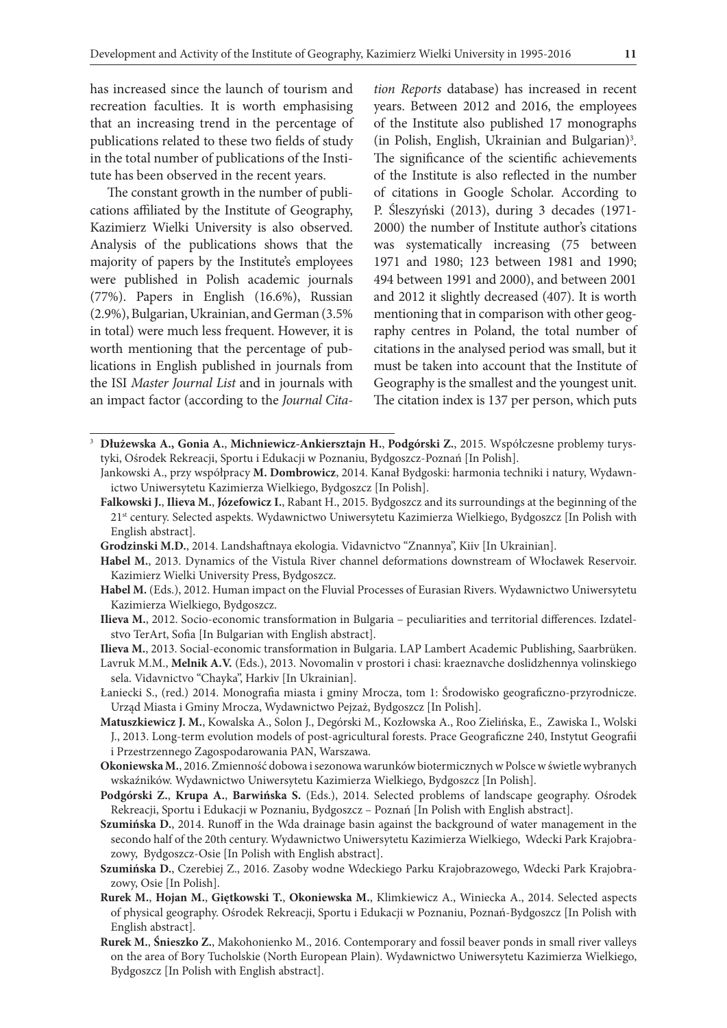has increased since the launch of tourism and recreation faculties. It is worth emphasising that an increasing trend in the percentage of publications related to these two fields of study in the total number of publications of the Institute has been observed in the recent years.

The constant growth in the number of publications affiliated by the Institute of Geography, Kazimierz Wielki University is also observed. Analysis of the publications shows that the majority of papers by the Institute's employees were published in Polish academic journals (77%). Papers in English (16.6%), Russian (2.9%), Bulgarian, Ukrainian, and German (3.5% in total) were much less frequent. However, it is worth mentioning that the percentage of publications in English published in journals from the ISI *Master Journal List* and in journals with an impact factor (according to the *Journal Citation Reports* database) has increased in recent years. Between 2012 and 2016, the employees of the Institute also published 17 monographs (in Polish, English, Ukrainian and Bulgarian)[3]. The significance of the scientific achievements of the Institute is also reflected in the number of citations in Google Scholar. According to P. Śleszyński (2013), during 3 decades (1971-2000) the number of Institute author's citations was systematically increasing (75 between 1971 and 1980; 123 between 1981 and 1990; 494 between 1991 and 2000), and between 2001 and 2012 it slightly decreased (407). It is worth mentioning that in comparison with other geography centres in Poland, the total number of citations in the analysed period was small, but it must be taken into account that the Institute of Geography is the smallest and the youngest unit. The citation index is 137 per person, which puts

---

[3] **Dłużewska A., Gonia A., Michniewicz-Ankiersztajn H., Podgórski Z.**, 2015. Współczesne problemy turystyki, Ośrodek Rekreacji, Sportu i Edukacji w Poznaniu, Bydgoszcz-Poznań [In Polish].

Jankowski A., przy współpracy **M. Dombrowicz**, 2014. Kanał Bydgoski: harmonia techniki i natury, Wydawnictwo Uniwersytetu Kazimierza Wielkiego, Bydgoszcz [In Polish].

**Falkowski J., Ilieva M., Józefowicz I.**, Rabant H., 2015. Bydgoszcz and its surroundings at the beginning of the 21st century. Selected aspekts. Wydawnictwo Uniwersytetu Kazimierza Wielkiego, Bydgoszcz [In Polish with English abstract].

**Grodzinski M.D.**, 2014. Landshaftnaya ekologia. Vidavnictvo "Znannya", Kiiv [In Ukrainian].

**Habel M.**, 2013. Dynamics of the Vistula River channel deformations downstream of Włocławek Reservoir. Kazimierz Wielki University Press, Bydgoszcz.

**Habel M.** (Eds.), 2012. Human impact on the Fluvial Processes of Eurasian Rivers. Wydawnictwo Uniwersytetu Kazimierza Wielkiego, Bydgoszcz.

**Ilieva M.**, 2012. Socio-economic transformation in Bulgaria – peculiarities and territorial differences. Izdatelstvo TerArt, Sofia [In Bulgarian with English abstract].

**Ilieva M.**, 2013. Social-economic transformation in Bulgaria. LAP Lambert Academic Publishing, Saarbrüken.

Lavruk M.M., **Melnik A.V.** (Eds.), 2013. Novomalin v prostori i chasi: kraeznavche doslidzhennya volinskiego sela. Vidavnictvo "Chayka", Harkiv [In Ukrainian].

Łaniecki S., (red.) 2014. Monografia miasta i gminy Mrocza, tom 1: Środowisko geograficzno-przyrodnicze. Urząd Miasta i Gminy Mrocza, Wydawnictwo Pejzaż, Bydgoszcz [In Polish].

**Matuszkiewicz J. M.**, Kowalska A., Solon J., Degórski M., Kozłowska A., Roo Zielińska, E., Zawiska I., Wolski J., 2013. Long-term evolution models of post-agricultural forests. Prace Geograficzne 240, Instytut Geografii i Przestrzennego Zagospodarowania PAN, Warszawa.

**Okoniewska M.**, 2016. Zmienność dobowa i sezonowa warunków biotermicznych w Polsce w świetle wybranych wskaźników. Wydawnictwo Uniwersytetu Kazimierza Wielkiego, Bydgoszcz [In Polish].

**Podgórski Z., Krupa A., Barwińska S.** (Eds.), 2014. Selected problems of landscape geography. Ośrodek Rekreacji, Sportu i Edukacji w Poznaniu, Bydgoszcz – Poznań [In Polish with English abstract].

**Szumińska D.**, 2014. Runoff in the Wda drainage basin against the background of water management in the secondo half of the 20th century. Wydawnictwo Uniwersytetu Kazimierza Wielkiego, Wdecki Park Krajobrazowy, Bydgoszcz-Osie [In Polish with English abstract].

**Szumińska D.**, Czerebiej Z., 2016. Zasoby wodne Wdeckiego Parku Krajobrazowego, Wdecki Park Krajobrazowy, Osie [In Polish].

**Rurek M., Hojan M., Giętkowski T., Okoniewska M.**, Klimkiewicz A., Winiecka A., 2014. Selected aspects of physical geography. Ośrodek Rekreacji, Sportu i Edukacji w Poznaniu, Poznań-Bydgoszcz [In Polish with English abstract].

**Rurek M., Śnieszko Z.**, Makohonienko M., 2016. Contemporary and fossil beaver ponds in small river valleys on the area of Bory Tucholskie (North European Plain). Wydawnictwo Uniwersytetu Kazimierza Wielkiego, Bydgoszcz [In Polish with English abstract].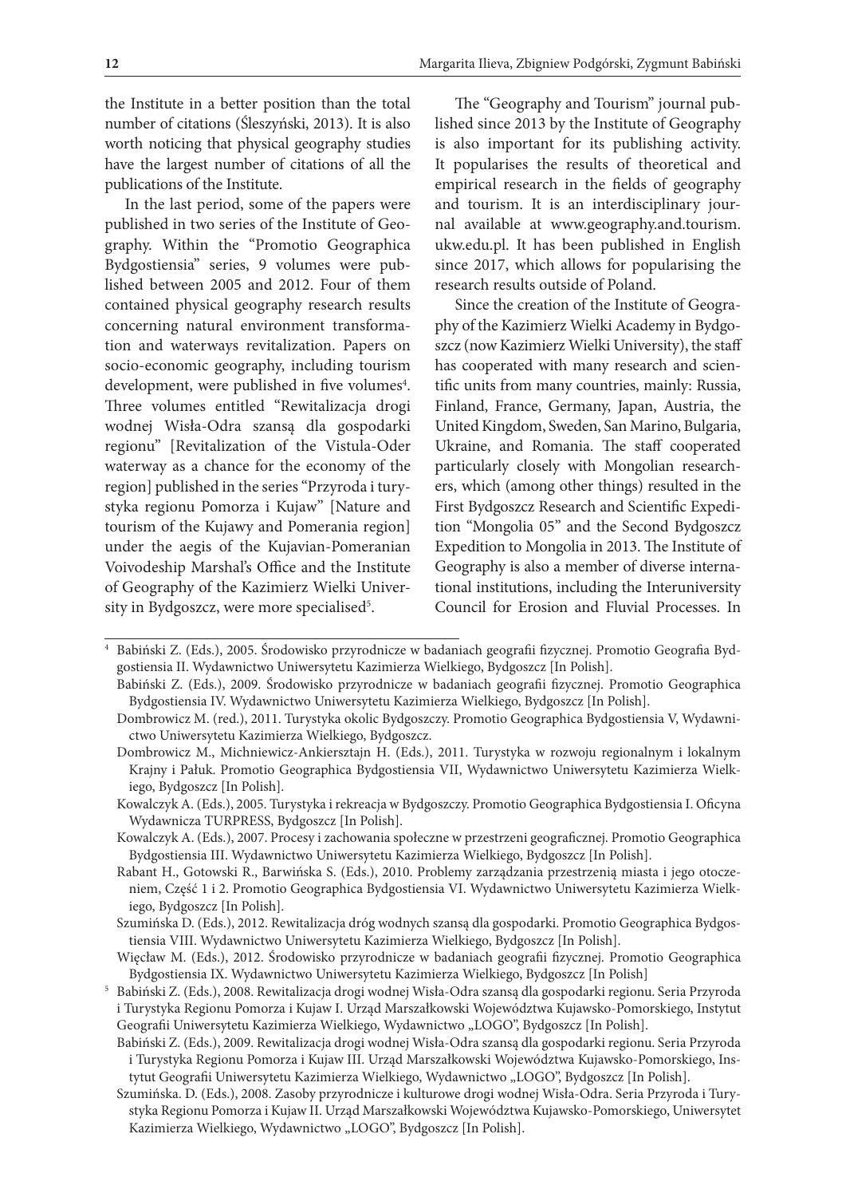the Institute in a better position than the total number of citations (Śleszyński, 2013). It is also worth noticing that physical geography studies have the largest number of citations of all the publications of the Institute.

In the last period, some of the papers were published in two series of the Institute of Geography. Within the "Promotio Geographica Bydgostiensia" series, 9 volumes were published between 2005 and 2012. Four of them contained physical geography research results concerning natural environment transformation and waterways revitalization. Papers on socio-economic geography, including tourism development, were published in five volumes[4]. Three volumes entitled "Rewitalizacja drogi wodnej Wisła-Odra szansą dla gospodarki regionu" [Revitalization of the Vistula-Oder waterway as a chance for the economy of the region] published in the series "Przyroda i turystyka regionu Pomorza i Kujaw" [Nature and tourism of the Kujawy and Pomerania region] under the aegis of the Kujavian-Pomeranian Voivodeship Marshal's Office and the Institute of Geography of the Kazimierz Wielki University in Bydgoszcz, were more specialised[5].

The "Geography and Tourism" journal published since 2013 by the Institute of Geography is also important for its publishing activity. It popularises the results of theoretical and empirical research in the fields of geography and tourism. It is an interdisciplinary journal available at www.geography.and.tourism.ukw.edu.pl. It has been published in English since 2017, which allows for popularising the research results outside of Poland.

Since the creation of the Institute of Geography of the Kazimierz Wielki Academy in Bydgoszcz (now Kazimierz Wielki University), the staff has cooperated with many research and scientific units from many countries, mainly: Russia, Finland, France, Germany, Japan, Austria, the United Kingdom, Sweden, San Marino, Bulgaria, Ukraine, and Romania. The staff cooperated particularly closely with Mongolian researchers, which (among other things) resulted in the First Bydgoszcz Research and Scientific Expedition "Mongolia 05" and the Second Bydgoszcz Expedition to Mongolia in 2013. The Institute of Geography is also a member of diverse international institutions, including the Interuniversity Council for Erosion and Fluvial Processes. In

---

[4] Babiński Z. (Eds.), 2005. Środowisko przyrodnicze w badaniach geografii fizycznej. Promotio Geografia Bydgostiensia II. Wydawnictwo Uniwersytetu Kazimierza Wielkiego, Bydgoszcz [In Polish].

Babiński Z. (Eds.), 2009. Środowisko przyrodnicze w badaniach geografii fizycznej. Promotio Geographica Bydgostiensia IV. Wydawnictwo Uniwersytetu Kazimierza Wielkiego, Bydgoszcz [In Polish].

Dombrowicz M. (red.), 2011. Turystyka okolic Bydgoszczy. Promotio Geographica Bydgostiensia V, Wydawnictwo Uniwersytetu Kazimierza Wielkiego, Bydgoszcz.

Dombrowicz M., Michniewicz-Ankiersztajn H. (Eds.), 2011. Turystyka w rozwoju regionalnym i lokalnym Krajny i Pałuk. Promotio Geographica Bydgostiensia VII, Wydawnictwo Uniwersytetu Kazimierza Wielkiego, Bydgoszcz [In Polish].

Kowalczyk A. (Eds.), 2005. Turystyka i rekreacja w Bydgoszczy. Promotio Geographica Bydgostiensia I. Oficyna Wydawnicza TURPRESS, Bydgoszcz [In Polish].

Kowalczyk A. (Eds.), 2007. Procesy i zachowania społeczne w przestrzeni geograficznej. Promotio Geographica Bydgostiensia III. Wydawnictwo Uniwersytetu Kazimierza Wielkiego, Bydgoszcz [In Polish].

Rabant H., Gotowski R., Barwińska S. (Eds.), 2010. Problemy zarządzania przestrzenią miasta i jego otoczeniem, Część 1 i 2. Promotio Geographica Bydgostiensia VI. Wydawnictwo Uniwersytetu Kazimierza Wielkiego, Bydgoszcz [In Polish].

Szumińska D. (Eds.), 2012. Rewitalizacja dróg wodnych szansą dla gospodarki. Promotio Geographica Bydgostiensia VIII. Wydawnictwo Uniwersytetu Kazimierza Wielkiego, Bydgoszcz [In Polish].

Więcław M. (Eds.), 2012. Środowisko przyrodnicze w badaniach geografii fizycznej. Promotio Geographica Bydgostiensia IX. Wydawnictwo Uniwersytetu Kazimierza Wielkiego, Bydgoszcz [In Polish]

[5] Babiński Z. (Eds.), 2008. Rewitalizacja drogi wodnej Wisła-Odra szansą dla gospodarki regionu. Seria Przyroda i Turystyka Regionu Pomorza i Kujaw I. Urząd Marszałkowski Województwa Kujawsko-Pomorskiego, Instytut Geografii Uniwersytetu Kazimierza Wielkiego, Wydawnictwo „LOGO", Bydgoszcz [In Polish].

Babiński Z. (Eds.), 2009. Rewitalizacja drogi wodnej Wisła-Odra szansą dla gospodarki regionu. Seria Przyroda i Turystyka Regionu Pomorza i Kujaw III. Urząd Marszałkowski Województwa Kujawsko-Pomorskiego, Instytut Geografii Uniwersytetu Kazimierza Wielkiego, Wydawnictwo „LOGO", Bydgoszcz [In Polish].

Szumińska. D. (Eds.), 2008. Zasoby przyrodnicze i kulturowe drogi wodnej Wisła-Odra. Seria Przyroda i Turystyka Regionu Pomorza i Kujaw II. Urząd Marszałkowski Województwa Kujawsko-Pomorskiego, Uniwersytet Kazimierza Wielkiego, Wydawnictwo „LOGO", Bydgoszcz [In Polish].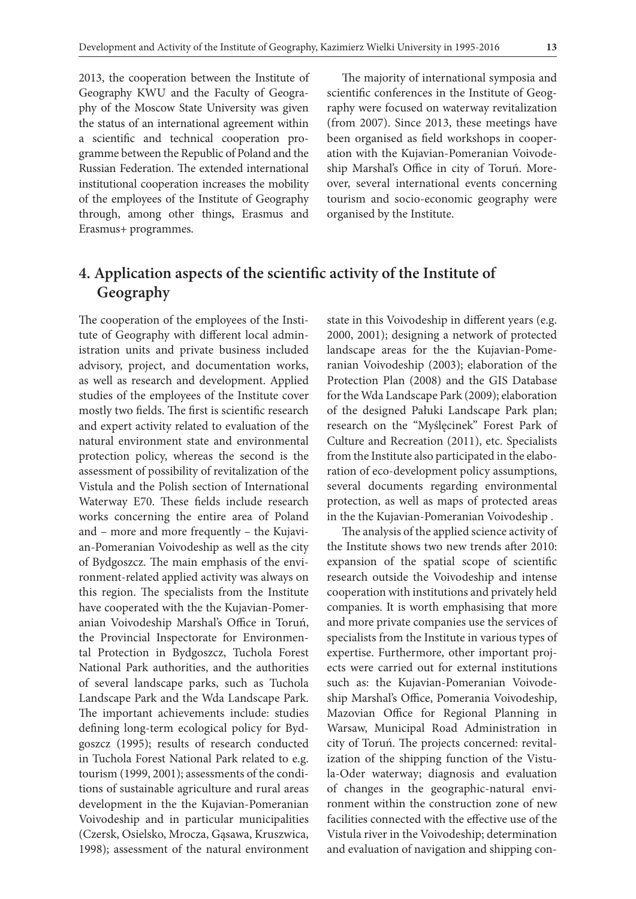2013, the cooperation between the Institute of Geography KWU and the Faculty of Geography of the Moscow State University was given the status of an international agreement within a scientific and technical cooperation programme between the Republic of Poland and the Russian Federation. The extended international institutional cooperation increases the mobility of the employees of the Institute of Geography through, among other things, Erasmus and Erasmus+ programmes.

The majority of international symposia and scientific conferences in the Institute of Geography were focused on waterway revitalization (from 2007). Since 2013, these meetings have been organised as field workshops in cooperation with the Kujavian-Pomeranian Voivodeship Marshal's Office in city of Toruń. Moreover, several international events concerning tourism and socio-economic geography were organised by the Institute.

## 4. Application aspects of the scientific activity of the Institute of Geography

The cooperation of the employees of the Institute of Geography with different local administration units and private business included advisory, project, and documentation works, as well as research and development. Applied studies of the employees of the Institute cover mostly two fields. The first is scientific research and expert activity related to evaluation of the natural environment state and environmental protection policy, whereas the second is the assessment of possibility of revitalization of the Vistula and the Polish section of International Waterway E70. These fields include research works concerning the entire area of Poland and – more and more frequently – the Kujavian-Pomeranian Voivodeship as well as the city of Bydgoszcz. The main emphasis of the environment-related applied activity was always on this region. The specialists from the Institute have cooperated with the the Kujavian-Pomeranian Voivodeship Marshal's Office in Toruń, the Provincial Inspectorate for Environmental Protection in Bydgoszcz, Tuchola Forest National Park authorities, and the authorities of several landscape parks, such as Tuchola Landscape Park and the Wda Landscape Park. The important achievements include: studies defining long-term ecological policy for Bydgoszcz (1995); results of research conducted in Tuchola Forest National Park related to e.g. tourism (1999, 2001); assessments of the conditions of sustainable agriculture and rural areas development in the the Kujavian-Pomeranian Voivodeship and in particular municipalities (Czersk, Osielsko, Mrocza, Gąsawa, Kruszwica, 1998); assessment of the natural environment state in this Voivodeship in different years (e.g. 2000, 2001); designing a network of protected landscape areas for the the Kujavian-Pomeranian Voivodeship (2003); elaboration of the Protection Plan (2008) and the GIS Database for the Wda Landscape Park (2009); elaboration of the designed Pałuki Landscape Park plan; research on the "Myślęcinek" Forest Park of Culture and Recreation (2011), etc. Specialists from the Institute also participated in the elaboration of eco-development policy assumptions, several documents regarding environmental protection, as well as maps of protected areas in the the Kujavian-Pomeranian Voivodeship .

The analysis of the applied science activity of the Institute shows two new trends after 2010: expansion of the spatial scope of scientific research outside the Voivodeship and intense cooperation with institutions and privately held companies. It is worth emphasising that more and more private companies use the services of specialists from the Institute in various types of expertise. Furthermore, other important projects were carried out for external institutions such as: the Kujavian-Pomeranian Voivodeship Marshal's Office, Pomerania Voivodeship, Mazovian Office for Regional Planning in Warsaw, Municipal Road Administration in city of Toruń. The projects concerned: revitalization of the shipping function of the Vistula-Oder waterway; diagnosis and evaluation of changes in the geographic-natural environment within the construction zone of new facilities connected with the effective use of the Vistula river in the Voivodeship; determination and evaluation of navigation and shipping con-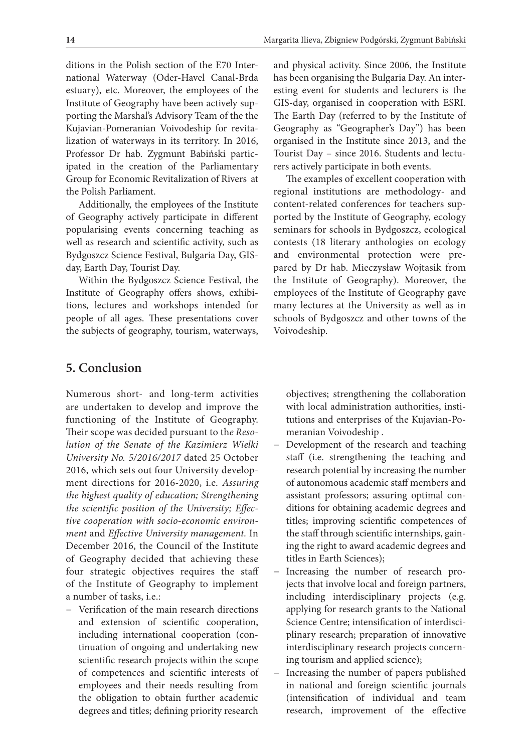ditions in the Polish section of the E70 International Waterway (Oder-Havel Canal-Brda estuary), etc. Moreover, the employees of the Institute of Geography have been actively supporting the Marshal's Advisory Team of the the Kujavian-Pomeranian Voivodeship for revitalization of waterways in its territory. In 2016, Professor Dr hab. Zygmunt Babiński participated in the creation of the Parliamentary Group for Economic Revitalization of Rivers at the Polish Parliament.

Additionally, the employees of the Institute of Geography actively participate in different popularising events concerning teaching as well as research and scientific activity, such as Bydgoszcz Science Festival, Bulgaria Day, GIS-day, Earth Day, Tourist Day.

Within the Bydgoszcz Science Festival, the Institute of Geography offers shows, exhibitions, lectures and workshops intended for people of all ages. These presentations cover the subjects of geography, tourism, waterways, and physical activity. Since 2006, the Institute has been organising the Bulgaria Day. An interesting event for students and lecturers is the GIS-day, organised in cooperation with ESRI. The Earth Day (referred to by the Institute of Geography as "Geographer's Day") has been organised in the Institute since 2013, and the Tourist Day – since 2016. Students and lecturers actively participate in both events.

The examples of excellent cooperation with regional institutions are methodology- and content-related conferences for teachers supported by the Institute of Geography, ecology seminars for schools in Bydgoszcz, ecological contests (18 literary anthologies on ecology and environmental protection were prepared by Dr hab. Mieczysław Wojtasik from the Institute of Geography). Moreover, the employees of the Institute of Geography gave many lectures at the University as well as in schools of Bydgoszcz and other towns of the Voivodeship.

## 5. Conclusion

Numerous short- and long-term activities are undertaken to develop and improve the functioning of the Institute of Geography. Their scope was decided pursuant to the *Resolution of the Senate of the Kazimierz Wielki University No. 5/2016/2017* dated 25 October 2016, which sets out four University development directions for 2016-2020, i.e. *Assuring the highest quality of education; Strengthening the scientific position of the University; Effective cooperation with socio-economic environment* and *Effective University management.* In December 2016, the Council of the Institute of Geography decided that achieving these four strategic objectives requires the staff of the Institute of Geography to implement a number of tasks, i.e.:

- Verification of the main research directions and extension of scientific cooperation, including international cooperation (continuation of ongoing and undertaking new scientific research projects within the scope of competences and scientific interests of employees and their needs resulting from the obligation to obtain further academic degrees and titles; defining priority research objectives; strengthening the collaboration with local administration authorities, institutions and enterprises of the Kujavian-Pomeranian Voivodeship .
- Development of the research and teaching staff (i.e. strengthening the teaching and research potential by increasing the number of autonomous academic staff members and assistant professors; assuring optimal conditions for obtaining academic degrees and titles; improving scientific competences of the staff through scientific internships, gaining the right to award academic degrees and titles in Earth Sciences);
- Increasing the number of research projects that involve local and foreign partners, including interdisciplinary projects (e.g. applying for research grants to the National Science Centre; intensification of interdisciplinary research; preparation of innovative interdisciplinary research projects concerning tourism and applied science);
- Increasing the number of papers published in national and foreign scientific journals (intensification of individual and team research, improvement of the effective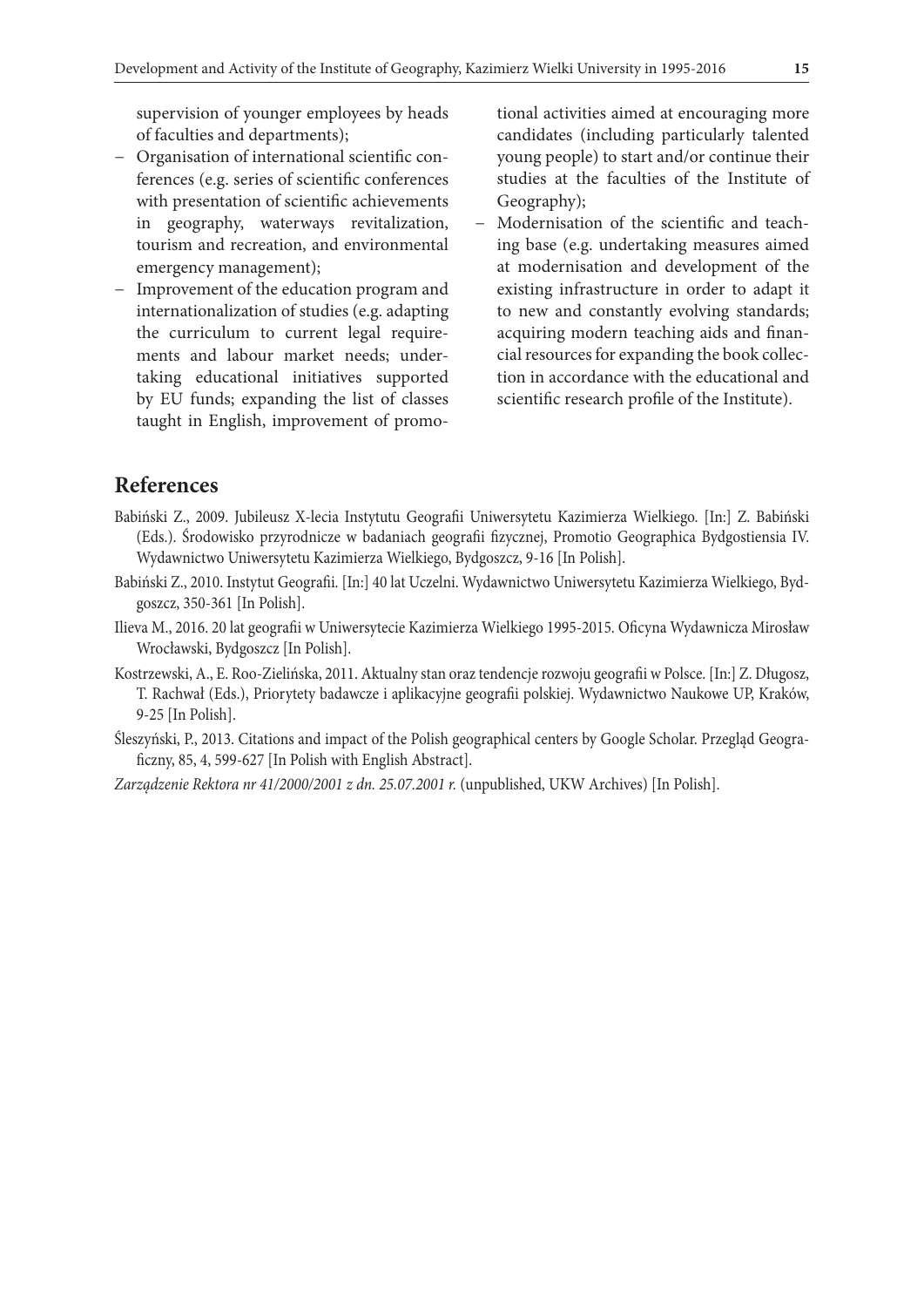supervision of younger employees by heads of faculties and departments);

- Organisation of international scientific conferences (e.g. series of scientific conferences with presentation of scientific achievements in geography, waterways revitalization, tourism and recreation, and environmental emergency management);
- Improvement of the education program and internationalization of studies (e.g. adapting the curriculum to current legal requirements and labour market needs; undertaking educational initiatives supported by EU funds; expanding the list of classes taught in English, improvement of promotional activities aimed at encouraging more candidates (including particularly talented young people) to start and/or continue their studies at the faculties of the Institute of Geography);
- Modernisation of the scientific and teaching base (e.g. undertaking measures aimed at modernisation and development of the existing infrastructure in order to adapt it to new and constantly evolving standards; acquiring modern teaching aids and financial resources for expanding the book collection in accordance with the educational and scientific research profile of the Institute).

## References

Babiński Z., 2009. Jubileusz X-lecia Instytutu Geografii Uniwersytetu Kazimierza Wielkiego. [In:] Z. Babiński (Eds.). Środowisko przyrodnicze w badaniach geografii fizycznej, Promotio Geographica Bydgostiensia IV. Wydawnictwo Uniwersytetu Kazimierza Wielkiego, Bydgoszcz, 9-16 [In Polish].

Babiński Z., 2010. Instytut Geografii. [In:] 40 lat Uczelni. Wydawnictwo Uniwersytetu Kazimierza Wielkiego, Bydgoszcz, 350-361 [In Polish].

Ilieva M., 2016. 20 lat geografii w Uniwersytecie Kazimierza Wielkiego 1995-2015. Oficyna Wydawnicza Mirosław Wrocławski, Bydgoszcz [In Polish].

Kostrzewski, A., E. Roo-Zielińska, 2011. Aktualny stan oraz tendencje rozwoju geografii w Polsce. [In:] Z. Długosz, T. Rachwał (Eds.), Priorytety badawcze i aplikacyjne geografii polskiej. Wydawnictwo Naukowe UP, Kraków, 9-25 [In Polish].

Śleszyński, P., 2013. Citations and impact of the Polish geographical centers by Google Scholar. Przegląd Geograficzny, 85, 4, 599-627 [In Polish with English Abstract].

*Zarządzenie Rektora nr 41/2000/2001 z dn. 25.07.2001 r.* (unpublished, UKW Archives) [In Polish].